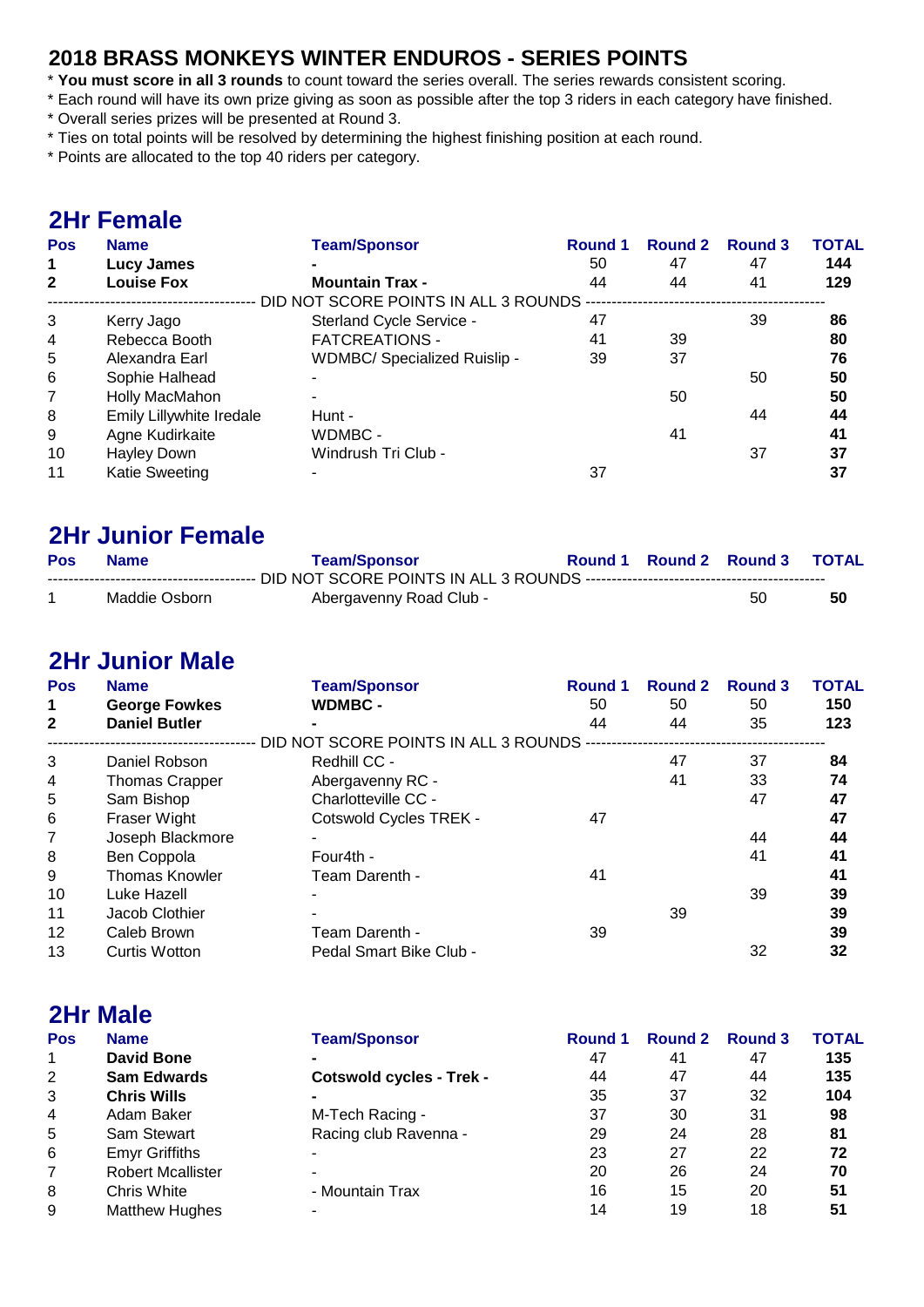## 2018 BRASS MONKEYS WINTER ENDUROS - SERIES POINTS

* **You must score in all 3 rounds** to count toward the series overall. The series rewards consistent scoring.
* Each round will have its own prize giving as soon as possible after the top 3 riders in each category have finished.
* Overall series prizes will be presented at Round 3.
* Ties on total points will be resolved by determining the highest finishing position at each round.
* Points are allocated to the top 40 riders per category.

## 2Hr Female

| Pos | Name | Team/Sponsor | Round 1 | Round 2 | Round 3 | TOTAL |
|---|---|---|---|---|---|---|
| **1** | **Lucy James** | **-** | 50 | 47 | 47 | **144** |
| **2** | **Louise Fox** | **Mountain Trax -** | 44 | 44 | 41 | **129** |
| | | ---- DID NOT SCORE POINTS IN ALL 3 ROUNDS ---- | | | | |
| 3 | Kerry Jago | Sterland Cycle Service - | 47 | | 39 | **86** |
| 4 | Rebecca Booth | FATCREATIONS - | 41 | 39 | | **80** |
| 5 | Alexandra Earl | WDMBC/ Specialized Ruislip - | 39 | 37 | | **76** |
| 6 | Sophie Halhead | - | | | 50 | **50** |
| 7 | Holly MacMahon | - | | 50 | | **50** |
| 8 | Emily Lillywhite Iredale | Hunt - | | | 44 | **44** |
| 9 | Agne Kudirkaite | WDMBC - | | 41 | | **41** |
| 10 | Hayley Down | Windrush Tri Club - | | | 37 | **37** |
| 11 | Katie Sweeting | - | 37 | | | **37** |

## 2Hr Junior Female

| Pos | Name | Team/Sponsor | Round 1 | Round 2 | Round 3 | TOTAL |
|---|---|---|---|---|---|---|
| | | ---- DID NOT SCORE POINTS IN ALL 3 ROUNDS ---- | | | | |
| 1 | Maddie Osborn | Abergavenny Road Club - | | | 50 | **50** |

## 2Hr Junior Male

| Pos | Name | Team/Sponsor | Round 1 | Round 2 | Round 3 | TOTAL |
|---|---|---|---|---|---|---|
| **1** | **George Fowkes** | **WDMBC -** | 50 | 50 | 50 | **150** |
| **2** | **Daniel Butler** | **-** | 44 | 44 | 35 | **123** |
| | | ---- DID NOT SCORE POINTS IN ALL 3 ROUNDS ---- | | | | |
| 3 | Daniel Robson | Redhill CC - | | 47 | 37 | **84** |
| 4 | Thomas Crapper | Abergavenny RC - | | 41 | 33 | **74** |
| 5 | Sam Bishop | Charlotteville CC - | | | 47 | **47** |
| 6 | Fraser Wight | Cotswold Cycles TREK - | 47 | | | **47** |
| 7 | Joseph Blackmore | - | | | 44 | **44** |
| 8 | Ben Coppola | Four4th - | | | 41 | **41** |
| 9 | Thomas Knowler | Team Darenth - | 41 | | | **41** |
| 10 | Luke Hazell | - | | | 39 | **39** |
| 11 | Jacob Clothier | - | | 39 | | **39** |
| 12 | Caleb Brown | Team Darenth - | 39 | | | **39** |
| 13 | Curtis Wotton | Pedal Smart Bike Club - | | | 32 | **32** |

## 2Hr Male

| Pos | Name | Team/Sponsor | Round 1 | Round 2 | Round 3 | TOTAL |
|---|---|---|---|---|---|---|
| 1 | **David Bone** | **-** | 47 | 41 | 47 | **135** |
| 2 | **Sam Edwards** | **Cotswold cycles - Trek -** | 44 | 47 | 44 | **135** |
| 3 | **Chris Wills** | **-** | 35 | 37 | 32 | **104** |
| 4 | Adam Baker | M-Tech Racing - | 37 | 30 | 31 | **98** |
| 5 | Sam Stewart | Racing club Ravenna - | 29 | 24 | 28 | **81** |
| 6 | Emyr Griffiths | - | 23 | 27 | 22 | **72** |
| 7 | Robert Mcallister | - | 20 | 26 | 24 | **70** |
| 8 | Chris White | - Mountain Trax | 16 | 15 | 20 | **51** |
| 9 | Matthew Hughes | - | 14 | 19 | 18 | **51** |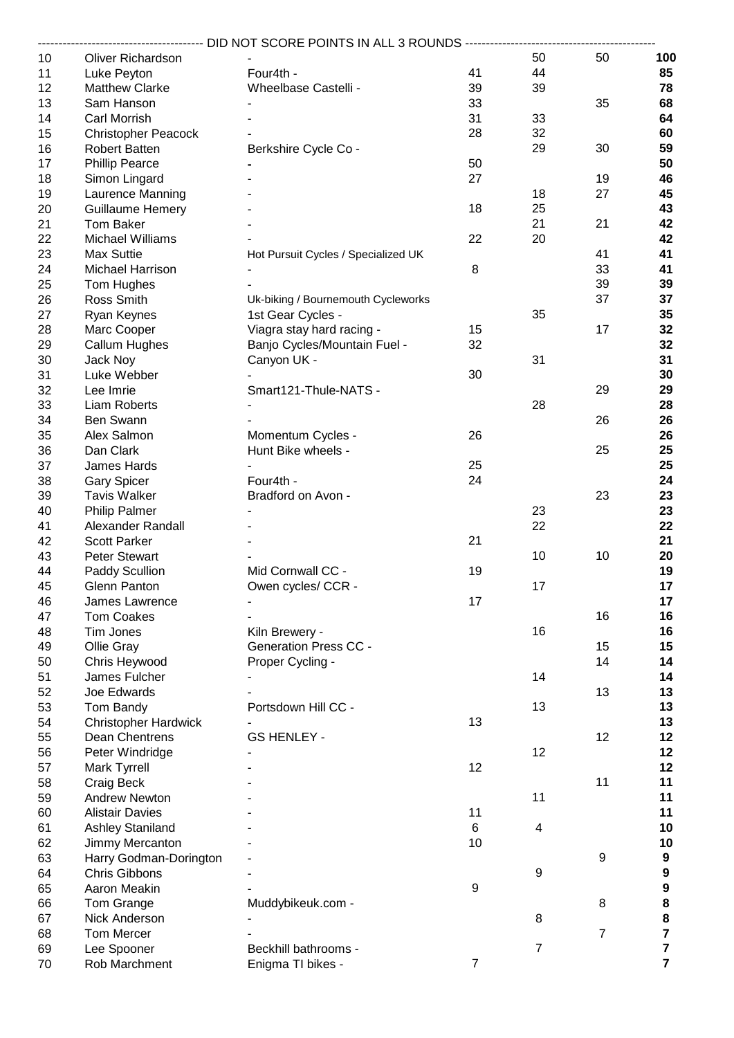---------------------------------------- DID NOT SCORE POINTS IN ALL 3 ROUNDS ----------------------------------------

| | | | | | | |
|---|---|---|---|---|---|---|
| 10 | Oliver Richardson | - | | 50 | 50 | **100** |
| 11 | Luke Peyton | Four4th - | 41 | 44 | | **85** |
| 12 | Matthew Clarke | Wheelbase Castelli - | 39 | 39 | | **78** |
| 13 | Sam Hanson | - | 33 | | 35 | **68** |
| 14 | Carl Morrish | - | 31 | 33 | | **64** |
| 15 | Christopher Peacock | - | 28 | 32 | | **60** |
| 16 | Robert Batten | Berkshire Cycle Co - | | 29 | 30 | **59** |
| 17 | Phillip Pearce | - | 50 | | | **50** |
| 18 | Simon Lingard | - | 27 | | 19 | **46** |
| 19 | Laurence Manning | - | | 18 | 27 | **45** |
| 20 | Guillaume Hemery | - | 18 | 25 | | **43** |
| 21 | Tom Baker | - | | 21 | 21 | **42** |
| 22 | Michael Williams | - | 22 | 20 | | **42** |
| 23 | Max Suttie | Hot Pursuit Cycles / Specialized UK | | | 41 | **41** |
| 24 | Michael Harrison | - | 8 | | 33 | **41** |
| 25 | Tom Hughes | - | | | 39 | **39** |
| 26 | Ross Smith | Uk-biking / Bournemouth Cycleworks | | | 37 | **37** |
| 27 | Ryan Keynes | 1st Gear Cycles - | | 35 | | **35** |
| 28 | Marc Cooper | Viagra stay hard racing - | 15 | | 17 | **32** |
| 29 | Callum Hughes | Banjo Cycles/Mountain Fuel - | 32 | | | **32** |
| 30 | Jack Noy | Canyon UK - | | 31 | | **31** |
| 31 | Luke Webber | - | 30 | | | **30** |
| 32 | Lee Imrie | Smart121-Thule-NATS - | | | 29 | **29** |
| 33 | Liam Roberts | - | | 28 | | **28** |
| 34 | Ben Swann | - | | | 26 | **26** |
| 35 | Alex Salmon | Momentum Cycles - | 26 | | | **26** |
| 36 | Dan Clark | Hunt Bike wheels - | | | 25 | **25** |
| 37 | James Hards | - | 25 | | | **25** |
| 38 | Gary Spicer | Four4th - | 24 | | | **24** |
| 39 | Tavis Walker | Bradford on Avon - | | | 23 | **23** |
| 40 | Philip Palmer | - | | 23 | | **23** |
| 41 | Alexander Randall | - | | 22 | | **22** |
| 42 | Scott Parker | - | 21 | | | **21** |
| 43 | Peter Stewart | - | | 10 | 10 | **20** |
| 44 | Paddy Scullion | Mid Cornwall CC - | 19 | | | **19** |
| 45 | Glenn Panton | Owen cycles/ CCR - | | 17 | | **17** |
| 46 | James Lawrence | - | 17 | | | **17** |
| 47 | Tom Coakes | - | | | 16 | **16** |
| 48 | Tim Jones | Kiln Brewery - | | 16 | | **16** |
| 49 | Ollie Gray | Generation Press CC - | | | 15 | **15** |
| 50 | Chris Heywood | Proper Cycling - | | | 14 | **14** |
| 51 | James Fulcher | - | | 14 | | **14** |
| 52 | Joe Edwards | - | | | 13 | **13** |
| 53 | Tom Bandy | Portsdown Hill CC - | | 13 | | **13** |
| 54 | Christopher Hardwick | - | 13 | | | **13** |
| 55 | Dean Chentrens | GS HENLEY - | | | 12 | **12** |
| 56 | Peter Windridge | - | | 12 | | **12** |
| 57 | Mark Tyrrell | - | 12 | | | **12** |
| 58 | Craig Beck | - | | | 11 | **11** |
| 59 | Andrew Newton | - | | 11 | | **11** |
| 60 | Alistair Davies | - | 11 | | | **11** |
| 61 | Ashley Staniland | - | 6 | 4 | | **10** |
| 62 | Jimmy Mercanton | - | 10 | | | **10** |
| 63 | Harry Godman-Dorington | - | | | 9 | **9** |
| 64 | Chris Gibbons | - | | 9 | | **9** |
| 65 | Aaron Meakin | - | 9 | | | **9** |
| 66 | Tom Grange | Muddybikeuk.com - | | | 8 | **8** |
| 67 | Nick Anderson | - | | 8 | | **8** |
| 68 | Tom Mercer | - | | | 7 | **7** |
| 69 | Lee Spooner | Beckhill bathrooms - | | 7 | | **7** |
| 70 | Rob Marchment | Enigma TI bikes - | 7 | | | **7** |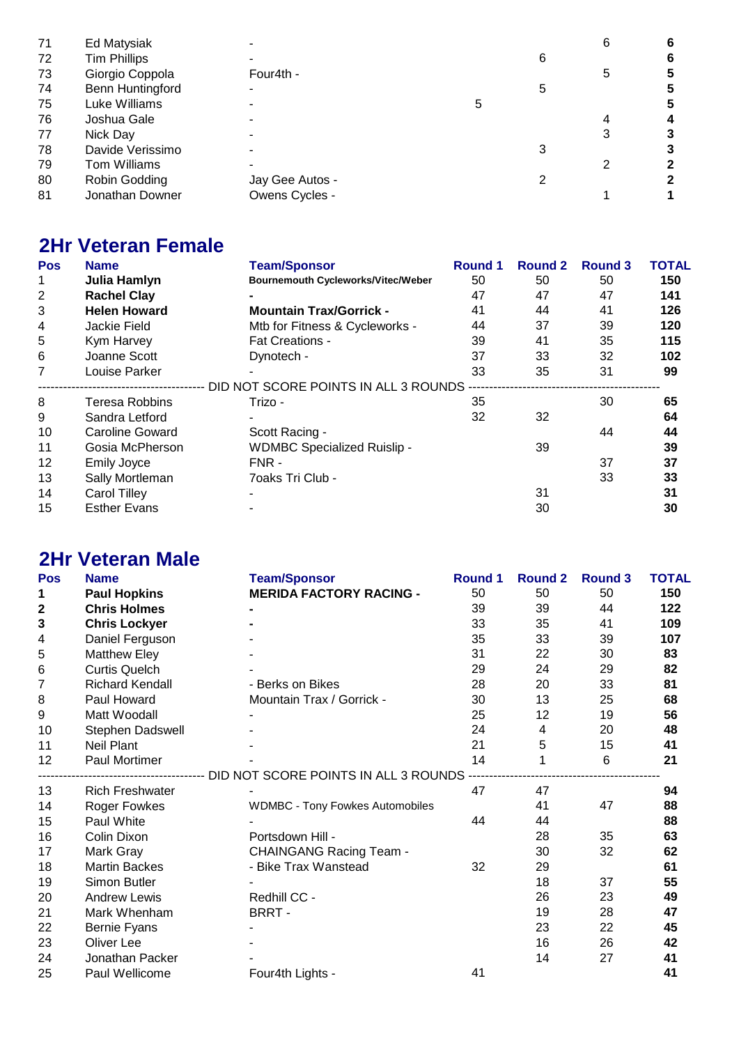| Pos | Name | Team/Sponsor | Round 1 | Round 2 | Round 3 | TOTAL |
|---|---|---|---|---|---|---|
| 71 | Ed Matysiak | - | | | 6 | **6** |
| 72 | Tim Phillips | - | | 6 | | **6** |
| 73 | Giorgio Coppola | Four4th - | | | 5 | **5** |
| 74 | Benn Huntingford | - | | 5 | | **5** |
| 75 | Luke Williams | - | 5 | | | **5** |
| 76 | Joshua Gale | - | | | 4 | **4** |
| 77 | Nick Day | - | | | 3 | **3** |
| 78 | Davide Verissimo | - | | 3 | | **3** |
| 79 | Tom Williams | - | | | 2 | **2** |
| 80 | Robin Godding | Jay Gee Autos - | | 2 | | **2** |
| 81 | Jonathan Downer | Owens Cycles - | | | 1 | **1** |

## 2Hr Veteran Female

| Pos | Name | Team/Sponsor | Round 1 | Round 2 | Round 3 | TOTAL |
|---|---|---|---|---|---|---|
| 1 | **Julia Hamlyn** | **Bournemouth Cycleworks/Vitec/Weber** | 50 | 50 | 50 | **150** |
| 2 | **Rachel Clay** | **-** | 47 | 47 | 47 | **141** |
| 3 | **Helen Howard** | **Mountain Trax/Gorrick -** | 41 | 44 | 41 | **126** |
| 4 | Jackie Field | Mtb for Fitness & Cycleworks - | 44 | 37 | 39 | **120** |
| 5 | Kym Harvey | Fat Creations - | 39 | 41 | 35 | **115** |
| 6 | Joanne Scott | Dynotech - | 37 | 33 | 32 | **102** |
| 7 | Louise Parker | - | 33 | 35 | 31 | **99** |
| | | DID NOT SCORE POINTS IN ALL 3 ROUNDS | | | | |
| 8 | Teresa Robbins | Trizo - | 35 | | 30 | **65** |
| 9 | Sandra Letford | - | 32 | 32 | | **64** |
| 10 | Caroline Goward | Scott Racing - | | | 44 | **44** |
| 11 | Gosia McPherson | WDMBC Specialized Ruislip - | | 39 | | **39** |
| 12 | Emily Joyce | FNR - | | | 37 | **37** |
| 13 | Sally Mortleman | 7oaks Tri Club - | | | 33 | **33** |
| 14 | Carol Tilley | - | | 31 | | **31** |
| 15 | Esther Evans | - | | 30 | | **30** |

## 2Hr Veteran Male

| Pos | Name | Team/Sponsor | Round 1 | Round 2 | Round 3 | TOTAL |
|---|---|---|---|---|---|---|
| **1** | **Paul Hopkins** | **MERIDA FACTORY RACING -** | 50 | 50 | 50 | **150** |
| **2** | **Chris Holmes** | **-** | 39 | 39 | 44 | **122** |
| **3** | **Chris Lockyer** | **-** | 33 | 35 | 41 | **109** |
| 4 | Daniel Ferguson | - | 35 | 33 | 39 | **107** |
| 5 | Matthew Eley | - | 31 | 22 | 30 | **83** |
| 6 | Curtis Quelch | - | 29 | 24 | 29 | **82** |
| 7 | Richard Kendall | - Berks on Bikes | 28 | 20 | 33 | **81** |
| 8 | Paul Howard | Mountain Trax / Gorrick - | 30 | 13 | 25 | **68** |
| 9 | Matt Woodall | - | 25 | 12 | 19 | **56** |
| 10 | Stephen Dadswell | - | 24 | 4 | 20 | **48** |
| 11 | Neil Plant | - | 21 | 5 | 15 | **41** |
| 12 | Paul Mortimer | - | 14 | 1 | 6 | **21** |
| | | DID NOT SCORE POINTS IN ALL 3 ROUNDS | | | | |
| 13 | Rich Freshwater | - | 47 | 47 | | **94** |
| 14 | Roger Fowkes | WDMBC - Tony Fowkes Automobiles | | 41 | 47 | **88** |
| 15 | Paul White | - | 44 | 44 | | **88** |
| 16 | Colin Dixon | Portsdown Hill - | | 28 | 35 | **63** |
| 17 | Mark Gray | CHAINGANG Racing Team - | | 30 | 32 | **62** |
| 18 | Martin Backes | - Bike Trax Wanstead | 32 | 29 | | **61** |
| 19 | Simon Butler | - | | 18 | 37 | **55** |
| 20 | Andrew Lewis | Redhill CC - | | 26 | 23 | **49** |
| 21 | Mark Whenham | BRRT - | | 19 | 28 | **47** |
| 22 | Bernie Fyans | - | | 23 | 22 | **45** |
| 23 | Oliver Lee | - | | 16 | 26 | **42** |
| 24 | Jonathan Packer | - | | 14 | 27 | **41** |
| 25 | Paul Wellicome | Four4th Lights - | 41 | | | **41** |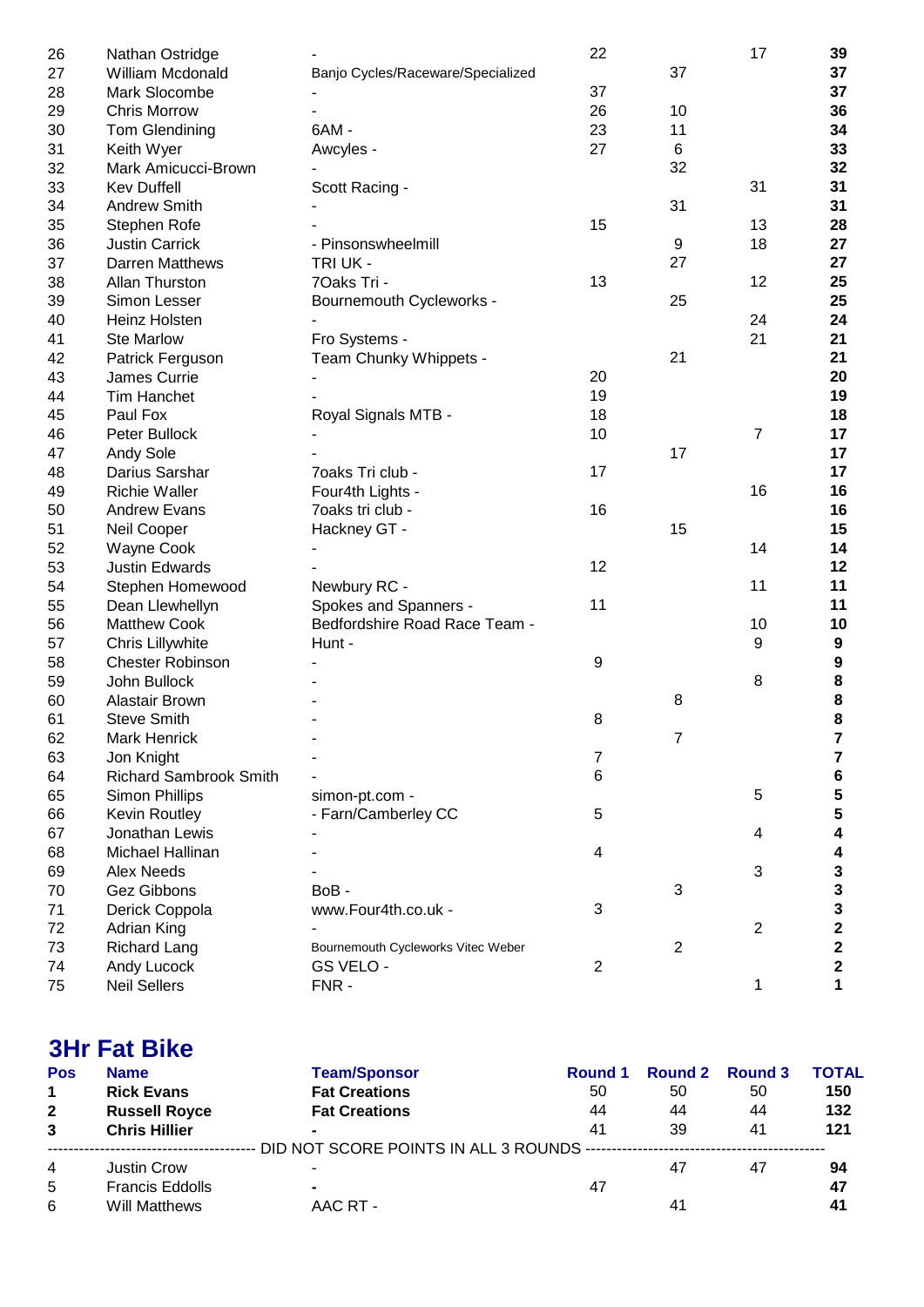| | | | | | | |
|---|---|---|---|---|---|---|
| 26 | Nathan Ostridge | - | 22 | | 17 | **39** |
| 27 | William Mcdonald | Banjo Cycles/Raceware/Specialized | | 37 | | **37** |
| 28 | Mark Slocombe | - | 37 | | | **37** |
| 29 | Chris Morrow | - | 26 | 10 | | **36** |
| 30 | Tom Glendining | 6AM - | 23 | 11 | | **34** |
| 31 | Keith Wyer | Awcyles - | 27 | 6 | | **33** |
| 32 | Mark Amicucci-Brown | - | | 32 | | **32** |
| 33 | Kev Duffell | Scott Racing - | | | 31 | **31** |
| 34 | Andrew Smith | - | | 31 | | **31** |
| 35 | Stephen Rofe | - | 15 | | 13 | **28** |
| 36 | Justin Carrick | - Pinsonswheelmill | | 9 | 18 | **27** |
| 37 | Darren Matthews | TRI UK - | | 27 | | **27** |
| 38 | Allan Thurston | 7Oaks Tri - | 13 | | 12 | **25** |
| 39 | Simon Lesser | Bournemouth Cycleworks - | | 25 | | **25** |
| 40 | Heinz Holsten | - | | | 24 | **24** |
| 41 | Ste Marlow | Fro Systems - | | | 21 | **21** |
| 42 | Patrick Ferguson | Team Chunky Whippets - | | 21 | | **21** |
| 43 | James Currie | - | 20 | | | **20** |
| 44 | Tim Hanchet | - | 19 | | | **19** |
| 45 | Paul Fox | Royal Signals MTB - | 18 | | | **18** |
| 46 | Peter Bullock | - | 10 | | 7 | **17** |
| 47 | Andy Sole | - | | 17 | | **17** |
| 48 | Darius Sarshar | 7oaks Tri club - | 17 | | | **17** |
| 49 | Richie Waller | Four4th Lights - | | | 16 | **16** |
| 50 | Andrew Evans | 7oaks tri club - | 16 | | | **16** |
| 51 | Neil Cooper | Hackney GT - | | 15 | | **15** |
| 52 | Wayne Cook | - | | | 14 | **14** |
| 53 | Justin Edwards | - | 12 | | | **12** |
| 54 | Stephen Homewood | Newbury RC - | | | 11 | **11** |
| 55 | Dean Llewhellyn | Spokes and Spanners - | 11 | | | **11** |
| 56 | Matthew Cook | Bedfordshire Road Race Team - | | | 10 | **10** |
| 57 | Chris Lillywhite | Hunt - | | | 9 | **9** |
| 58 | Chester Robinson | - | 9 | | | **9** |
| 59 | John Bullock | - | | | 8 | **8** |
| 60 | Alastair Brown | - | | 8 | | **8** |
| 61 | Steve Smith | - | 8 | | | **8** |
| 62 | Mark Henrick | - | | 7 | | **7** |
| 63 | Jon Knight | - | 7 | | | **7** |
| 64 | Richard Sambrook Smith | - | 6 | | | **6** |
| 65 | Simon Phillips | simon-pt.com - | | | 5 | **5** |
| 66 | Kevin Routley | - Farn/Camberley CC | 5 | | | **5** |
| 67 | Jonathan Lewis | - | | | 4 | **4** |
| 68 | Michael Hallinan | - | 4 | | | **4** |
| 69 | Alex Needs | - | | | 3 | **3** |
| 70 | Gez Gibbons | BoB - | | 3 | | **3** |
| 71 | Derick Coppola | www.Four4th.co.uk - | 3 | | | **3** |
| 72 | Adrian King | - | | | 2 | **2** |
| 73 | Richard Lang | Bournemouth Cycleworks Vitec Weber | | 2 | | **2** |
| 74 | Andy Lucock | GS VELO - | 2 | | | **2** |
| 75 | Neil Sellers | FNR - | | | 1 | **1** |

## 3Hr Fat Bike

| Pos | Name | Team/Sponsor | Round 1 | Round 2 | Round 3 | TOTAL |
|---|---|---|---|---|---|---|
| **1** | **Rick Evans** | **Fat Creations** | 50 | 50 | 50 | **150** |
| **2** | **Russell Royce** | **Fat Creations** | 44 | 44 | 44 | **132** |
| **3** | **Chris Hillier** | **-** | 41 | 39 | 41 | **121** |
| | | DID NOT SCORE POINTS IN ALL 3 ROUNDS | | | | |
| 4 | Justin Crow | - | | 47 | 47 | **94** |
| 5 | Francis Eddolls | - | 47 | | | **47** |
| 6 | Will Matthews | AAC RT - | | 41 | | **41** |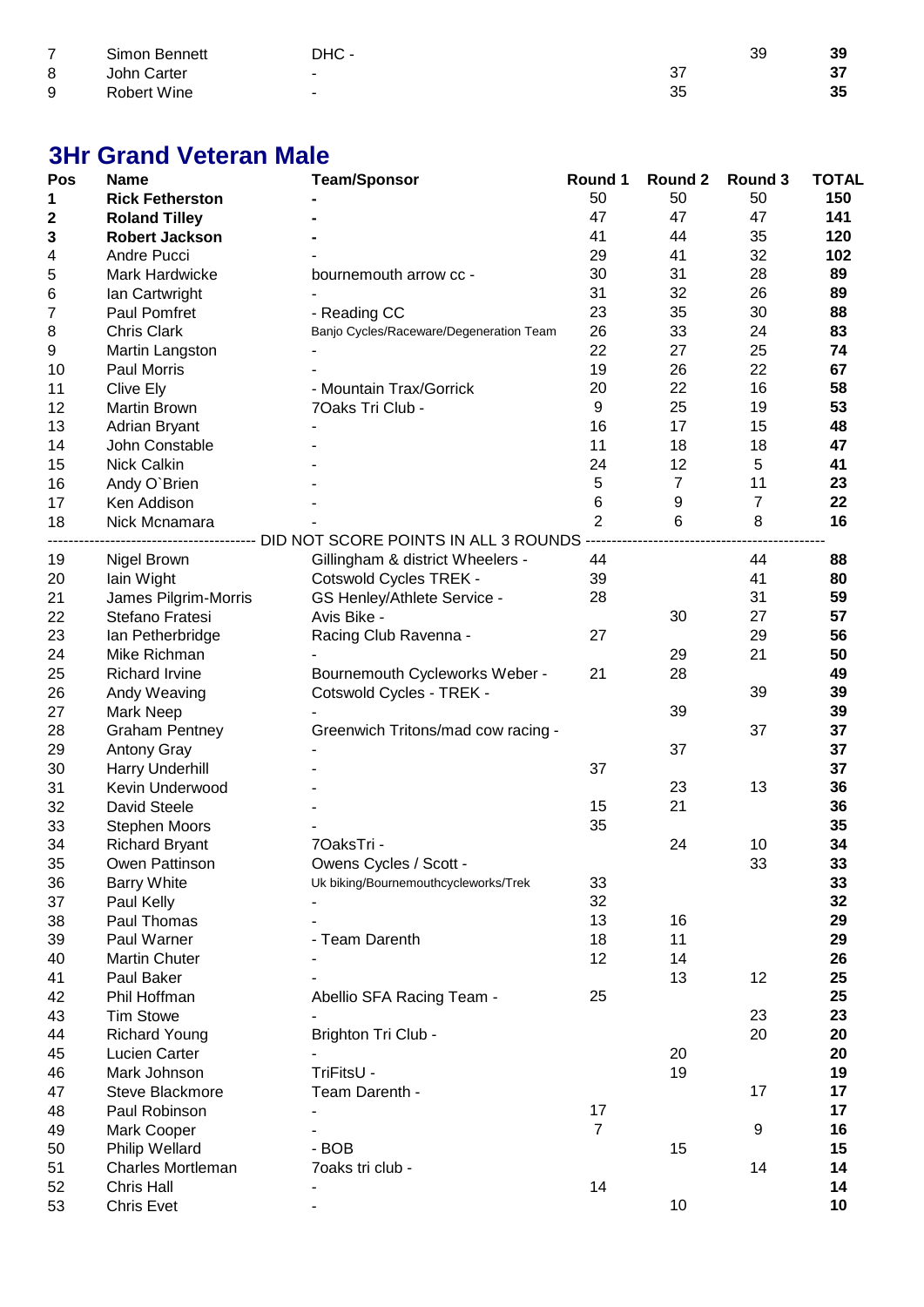| Pos | Name | Team/Sponsor | Round 1 | Round 2 | Round 3 | TOTAL |
|---|---|---|---|---|---|---|
| 7 | Simon Bennett | DHC - | | | 39 | **39** |
| 8 | John Carter | - | | 37 | | **37** |
| 9 | Robert Wine | - | | 35 | | **35** |

## 3Hr Grand Veteran Male

| Pos | Name | Team/Sponsor | Round 1 | Round 2 | Round 3 | TOTAL |
|---|---|---|---|---|---|---|
| **1** | **Rick Fetherston** | **-** | 50 | 50 | 50 | **150** |
| **2** | **Roland Tilley** | **-** | 47 | 47 | 47 | **141** |
| **3** | **Robert Jackson** | **-** | 41 | 44 | 35 | **120** |
| 4 | Andre Pucci | - | 29 | 41 | 32 | **102** |
| 5 | Mark Hardwicke | bournemouth arrow cc - | 30 | 31 | 28 | **89** |
| 6 | Ian Cartwright | - | 31 | 32 | 26 | **89** |
| 7 | Paul Pomfret | - Reading CC | 23 | 35 | 30 | **88** |
| 8 | Chris Clark | Banjo Cycles/Raceware/Degeneration Team | 26 | 33 | 24 | **83** |
| 9 | Martin Langston | - | 22 | 27 | 25 | **74** |
| 10 | Paul Morris | - | 19 | 26 | 22 | **67** |
| 11 | Clive Ely | - Mountain Trax/Gorrick | 20 | 22 | 16 | **58** |
| 12 | Martin Brown | 7Oaks Tri Club - | 9 | 25 | 19 | **53** |
| 13 | Adrian Bryant | - | 16 | 17 | 15 | **48** |
| 14 | John Constable | - | 11 | 18 | 18 | **47** |
| 15 | Nick Calkin | - | 24 | 12 | 5 | **41** |
| 16 | Andy O`Brien | - | 5 | 7 | 11 | **23** |
| 17 | Ken Addison | - | 6 | 9 | 7 | **22** |
| 18 | Nick Mcnamara | - | 2 | 6 | 8 | **16** |
| | | DID NOT SCORE POINTS IN ALL 3 ROUNDS | | | | |
| 19 | Nigel Brown | Gillingham & district Wheelers - | 44 | | 44 | **88** |
| 20 | Iain Wight | Cotswold Cycles TREK - | 39 | | 41 | **80** |
| 21 | James Pilgrim-Morris | GS Henley/Athlete Service - | 28 | | 31 | **59** |
| 22 | Stefano Fratesi | Avis Bike - | | 30 | 27 | **57** |
| 23 | Ian Petherbridge | Racing Club Ravenna - | 27 | | 29 | **56** |
| 24 | Mike Richman | - | | 29 | 21 | **50** |
| 25 | Richard Irvine | Bournemouth Cycleworks Weber - | 21 | 28 | | **49** |
| 26 | Andy Weaving | Cotswold Cycles - TREK - | | | 39 | **39** |
| 27 | Mark Neep | - | | 39 | | **39** |
| 28 | Graham Pentney | Greenwich Tritons/mad cow racing - | | | 37 | **37** |
| 29 | Antony Gray | - | | 37 | | **37** |
| 30 | Harry Underhill | - | 37 | | | **37** |
| 31 | Kevin Underwood | - | | 23 | 13 | **36** |
| 32 | David Steele | - | 15 | 21 | | **36** |
| 33 | Stephen Moors | - | 35 | | | **35** |
| 34 | Richard Bryant | 7OaksTri - | | 24 | 10 | **34** |
| 35 | Owen Pattinson | Owens Cycles / Scott - | | | 33 | **33** |
| 36 | Barry White | Uk biking/Bournemouthcycleworks/Trek | 33 | | | **33** |
| 37 | Paul Kelly | - | 32 | | | **32** |
| 38 | Paul Thomas | - | 13 | 16 | | **29** |
| 39 | Paul Warner | - Team Darenth | 18 | 11 | | **29** |
| 40 | Martin Chuter | - | 12 | 14 | | **26** |
| 41 | Paul Baker | - | | 13 | 12 | **25** |
| 42 | Phil Hoffman | Abellio SFA Racing Team - | 25 | | | **25** |
| 43 | Tim Stowe | - | | | 23 | **23** |
| 44 | Richard Young | Brighton Tri Club - | | | 20 | **20** |
| 45 | Lucien Carter | - | | 20 | | **20** |
| 46 | Mark Johnson | TriFitsU - | | 19 | | **19** |
| 47 | Steve Blackmore | Team Darenth - | | | 17 | **17** |
| 48 | Paul Robinson | - | 17 | | | **17** |
| 49 | Mark Cooper | - | 7 | | 9 | **16** |
| 50 | Philip Wellard | - BOB | | 15 | | **15** |
| 51 | Charles Mortleman | 7oaks tri club - | | | 14 | **14** |
| 52 | Chris Hall | - | 14 | | | **14** |
| 53 | Chris Evet | - | | 10 | | **10** |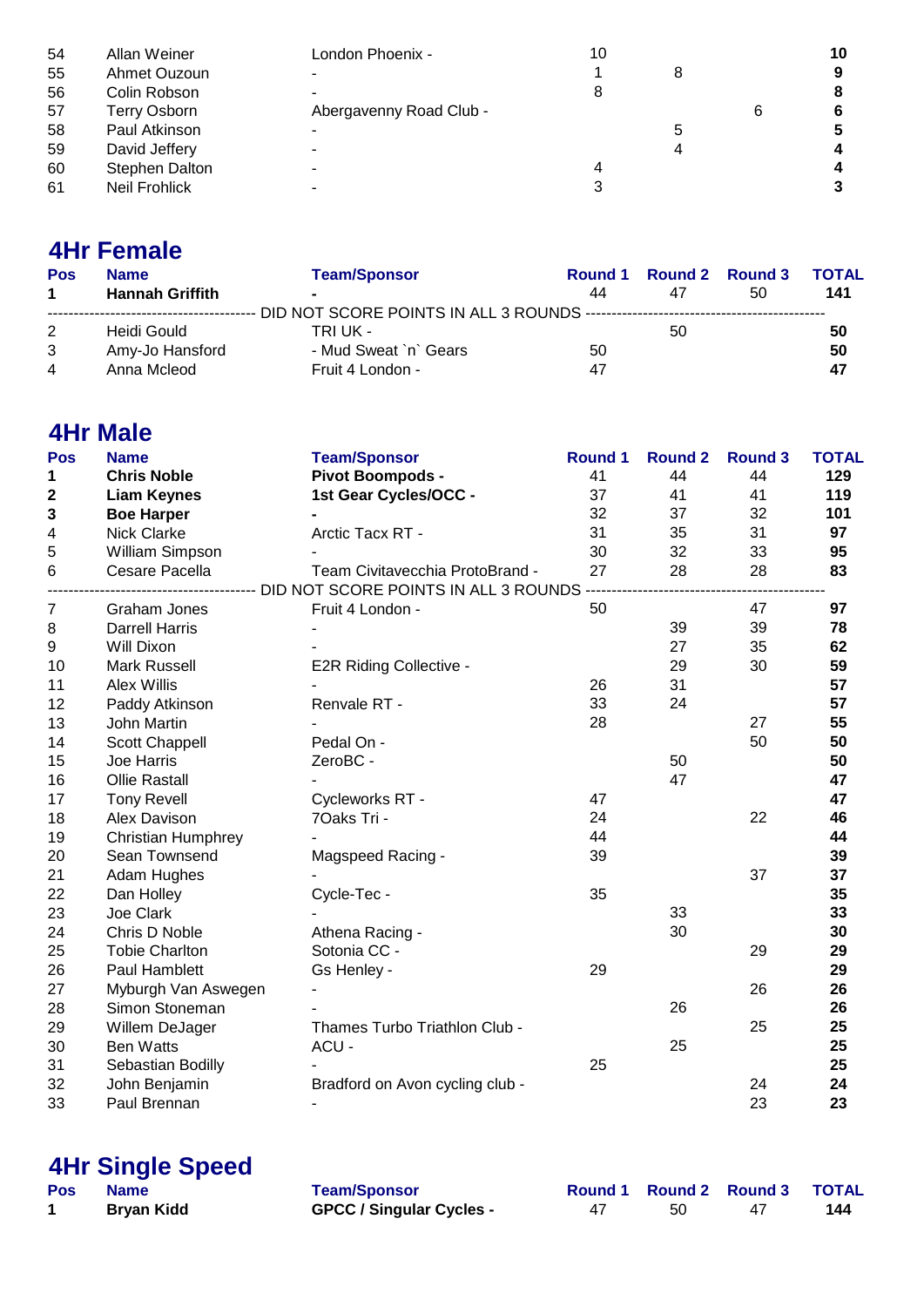| | | | | | | |
|---|---|---|---|---|---|---|
| 54 | Allan Weiner | London Phoenix - | 10 | | | **10** |
| 55 | Ahmet Ouzoun | - | 1 | 8 | | **9** |
| 56 | Colin Robson | - | 8 | | | **8** |
| 57 | Terry Osborn | Abergavenny Road Club - | | | 6 | **6** |
| 58 | Paul Atkinson | - | | 5 | | **5** |
| 59 | David Jeffery | - | | 4 | | **4** |
| 60 | Stephen Dalton | - | 4 | | | **4** |
| 61 | Neil Frohlick | - | 3 | | | **3** |

## 4Hr Female

| Pos | Name | Team/Sponsor | Round 1 | Round 2 | Round 3 | TOTAL |
|---|---|---|---|---|---|---|
| **1** | **Hannah Griffith** | **-** | 44 | 47 | 50 | **141** |
| | | DID NOT SCORE POINTS IN ALL 3 ROUNDS | | | | |
| 2 | Heidi Gould | TRI UK - | | 50 | | **50** |
| 3 | Amy-Jo Hansford | - Mud Sweat `n` Gears | 50 | | | **50** |
| 4 | Anna Mcleod | Fruit 4 London - | 47 | | | **47** |

## 4Hr Male

| Pos | Name | Team/Sponsor | Round 1 | Round 2 | Round 3 | TOTAL |
|---|---|---|---|---|---|---|
| **1** | **Chris Noble** | **Pivot Boompods -** | 41 | 44 | 44 | **129** |
| **2** | **Liam Keynes** | **1st Gear Cycles/OCC -** | 37 | 41 | 41 | **119** |
| **3** | **Boe Harper** | **-** | 32 | 37 | 32 | **101** |
| 4 | Nick Clarke | Arctic Tacx RT - | 31 | 35 | 31 | **97** |
| 5 | William Simpson | - | 30 | 32 | 33 | **95** |
| 6 | Cesare Pacella | Team Civitavecchia ProtoBrand - | 27 | 28 | 28 | **83** |
| | | DID NOT SCORE POINTS IN ALL 3 ROUNDS | | | | |
| 7 | Graham Jones | Fruit 4 London - | 50 | | 47 | **97** |
| 8 | Darrell Harris | - | | 39 | 39 | **78** |
| 9 | Will Dixon | - | | 27 | 35 | **62** |
| 10 | Mark Russell | E2R Riding Collective - | | 29 | 30 | **59** |
| 11 | Alex Willis | - | 26 | 31 | | **57** |
| 12 | Paddy Atkinson | Renvale RT - | 33 | 24 | | **57** |
| 13 | John Martin | - | 28 | | 27 | **55** |
| 14 | Scott Chappell | Pedal On - | | | 50 | **50** |
| 15 | Joe Harris | ZeroBC - | | 50 | | **50** |
| 16 | Ollie Rastall | - | | 47 | | **47** |
| 17 | Tony Revell | Cycleworks RT - | 47 | | | **47** |
| 18 | Alex Davison | 7Oaks Tri - | 24 | | 22 | **46** |
| 19 | Christian Humphrey | - | 44 | | | **44** |
| 20 | Sean Townsend | Magspeed Racing - | 39 | | | **39** |
| 21 | Adam Hughes | - | | | 37 | **37** |
| 22 | Dan Holley | Cycle-Tec - | 35 | | | **35** |
| 23 | Joe Clark | - | | 33 | | **33** |
| 24 | Chris D Noble | Athena Racing - | | 30 | | **30** |
| 25 | Tobie Charlton | Sotonia CC - | | | 29 | **29** |
| 26 | Paul Hamblett | Gs Henley - | 29 | | | **29** |
| 27 | Myburgh Van Aswegen | - | | | 26 | **26** |
| 28 | Simon Stoneman | - | | 26 | | **26** |
| 29 | Willem DeJager | Thames Turbo Triathlon Club - | | | 25 | **25** |
| 30 | Ben Watts | ACU - | | 25 | | **25** |
| 31 | Sebastian Bodilly | - | 25 | | | **25** |
| 32 | John Benjamin | Bradford on Avon cycling club - | | | 24 | **24** |
| 33 | Paul Brennan | - | | | 23 | **23** |

## 4Hr Single Speed

| Pos | Name | Team/Sponsor | Round 1 | Round 2 | Round 3 | TOTAL |
|---|---|---|---|---|---|---|
| **1** | **Bryan Kidd** | **GPCC / Singular Cycles -** | 47 | 50 | 47 | **144** |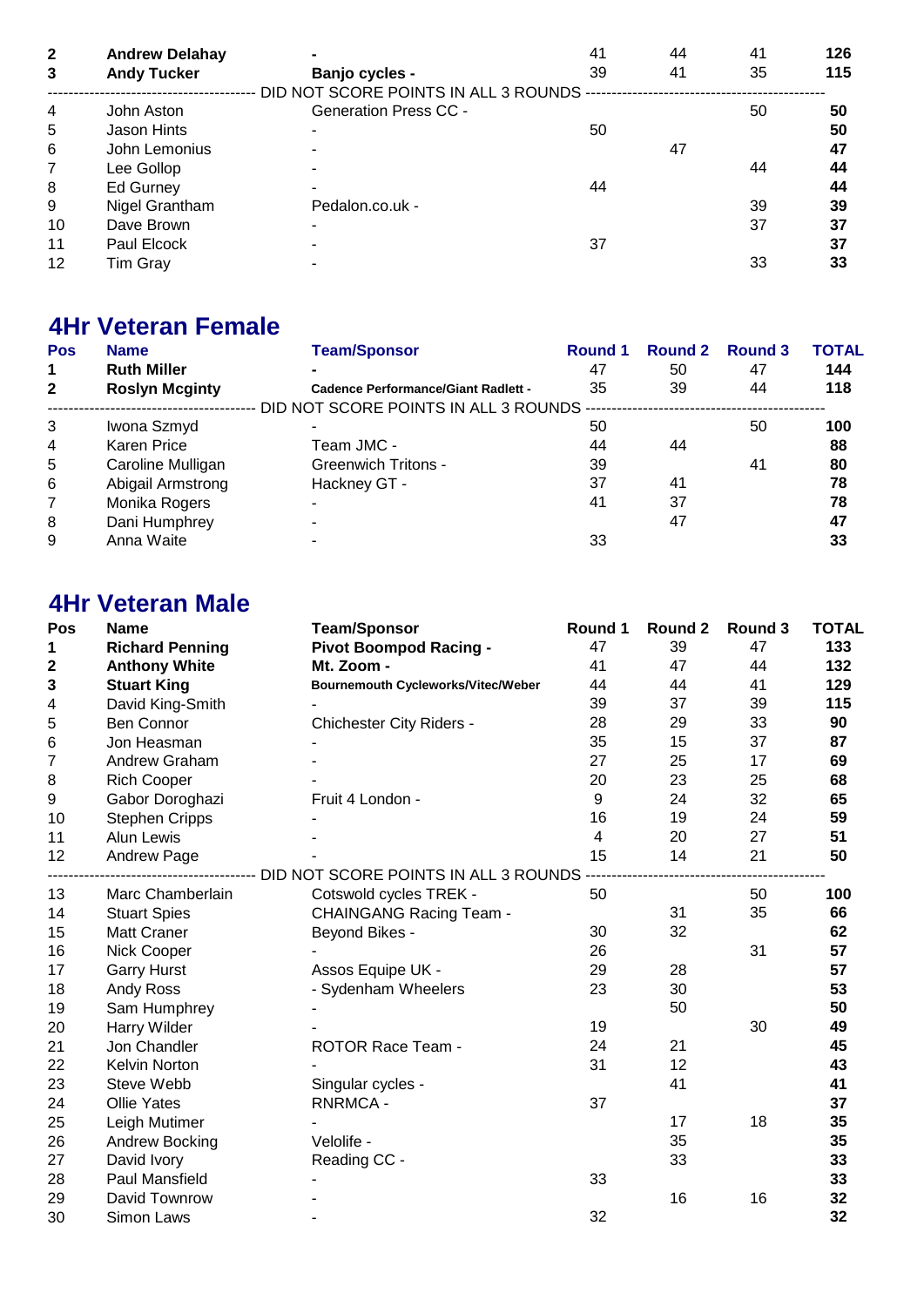| Pos | Name | Team/Sponsor | Round 1 | Round 2 | Round 3 | TOTAL |
|---|---|---|---|---|---|---|
| **2** | **Andrew Delahay** | **-** | 41 | 44 | 41 | **126** |
| **3** | **Andy Tucker** | **Banjo cycles -** | 39 | 41 | 35 | **115** |
| | | DID NOT SCORE POINTS IN ALL 3 ROUNDS | | | | |
| 4 | John Aston | Generation Press CC - | | | 50 | **50** |
| 5 | Jason Hints | - | 50 | | | **50** |
| 6 | John Lemonius | - | | 47 | | **47** |
| 7 | Lee Gollop | - | | | 44 | **44** |
| 8 | Ed Gurney | - | 44 | | | **44** |
| 9 | Nigel Grantham | Pedalon.co.uk - | | | 39 | **39** |
| 10 | Dave Brown | - | | | 37 | **37** |
| 11 | Paul Elcock | - | 37 | | | **37** |
| 12 | Tim Gray | - | | | 33 | **33** |

## 4Hr Veteran Female

| Pos | Name | Team/Sponsor | Round 1 | Round 2 | Round 3 | TOTAL |
|---|---|---|---|---|---|---|
| **1** | **Ruth Miller** | **-** | 47 | 50 | 47 | **144** |
| **2** | **Roslyn Mcginty** | **Cadence Performance/Giant Radlett -** | 35 | 39 | 44 | **118** |
| | | DID NOT SCORE POINTS IN ALL 3 ROUNDS | | | | |
| 3 | Iwona Szmyd | - | 50 | | 50 | **100** |
| 4 | Karen Price | Team JMC - | 44 | 44 | | **88** |
| 5 | Caroline Mulligan | Greenwich Tritons - | 39 | | 41 | **80** |
| 6 | Abigail Armstrong | Hackney GT - | 37 | 41 | | **78** |
| 7 | Monika Rogers | - | 41 | 37 | | **78** |
| 8 | Dani Humphrey | - | | 47 | | **47** |
| 9 | Anna Waite | - | 33 | | | **33** |

## 4Hr Veteran Male

| Pos | Name | Team/Sponsor | Round 1 | Round 2 | Round 3 | TOTAL |
|---|---|---|---|---|---|---|
| **1** | **Richard Penning** | **Pivot Boompod Racing -** | 47 | 39 | 47 | **133** |
| **2** | **Anthony White** | **Mt. Zoom -** | 41 | 47 | 44 | **132** |
| **3** | **Stuart King** | **Bournemouth Cycleworks/Vitec/Weber** | 44 | 44 | 41 | **129** |
| 4 | David King-Smith | - | 39 | 37 | 39 | **115** |
| 5 | Ben Connor | Chichester City Riders - | 28 | 29 | 33 | **90** |
| 6 | Jon Heasman | - | 35 | 15 | 37 | **87** |
| 7 | Andrew Graham | - | 27 | 25 | 17 | **69** |
| 8 | Rich Cooper | - | 20 | 23 | 25 | **68** |
| 9 | Gabor Doroghazi | Fruit 4 London - | 9 | 24 | 32 | **65** |
| 10 | Stephen Cripps | - | 16 | 19 | 24 | **59** |
| 11 | Alun Lewis | - | 4 | 20 | 27 | **51** |
| 12 | Andrew Page | - | 15 | 14 | 21 | **50** |
| | | DID NOT SCORE POINTS IN ALL 3 ROUNDS | | | | |
| 13 | Marc Chamberlain | Cotswold cycles TREK - | 50 | | 50 | **100** |
| 14 | Stuart Spies | CHAINGANG Racing Team - | | 31 | 35 | **66** |
| 15 | Matt Craner | Beyond Bikes - | 30 | 32 | | **62** |
| 16 | Nick Cooper | - | 26 | | 31 | **57** |
| 17 | Garry Hurst | Assos Equipe UK - | 29 | 28 | | **57** |
| 18 | Andy Ross | - Sydenham Wheelers | 23 | 30 | | **53** |
| 19 | Sam Humphrey | - | | 50 | | **50** |
| 20 | Harry Wilder | - | 19 | | 30 | **49** |
| 21 | Jon Chandler | ROTOR Race Team - | 24 | 21 | | **45** |
| 22 | Kelvin Norton | - | 31 | 12 | | **43** |
| 23 | Steve Webb | Singular cycles - | | 41 | | **41** |
| 24 | Ollie Yates | RNRMCA - | 37 | | | **37** |
| 25 | Leigh Mutimer | - | | 17 | 18 | **35** |
| 26 | Andrew Bocking | Velolife - | | 35 | | **35** |
| 27 | David Ivory | Reading CC - | | 33 | | **33** |
| 28 | Paul Mansfield | - | 33 | | | **33** |
| 29 | David Townrow | - | | 16 | 16 | **32** |
| 30 | Simon Laws | - | 32 | | | **32** |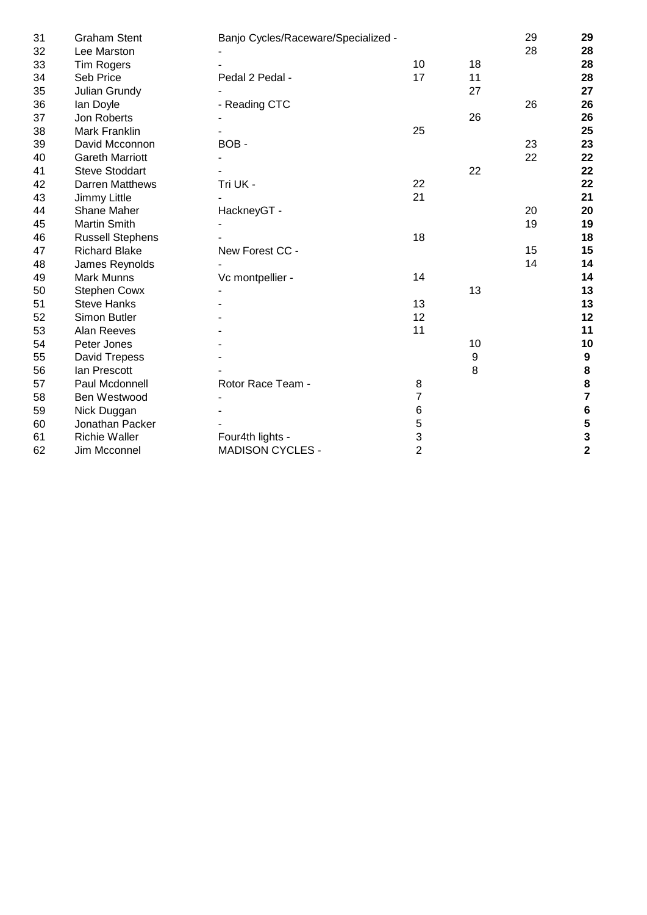| | | | | | | |
|---|---|---|---|---|---|---|
| 31 | Graham Stent | Banjo Cycles/Raceware/Specialized - | | | 29 | **29** |
| 32 | Lee Marston | - | | | 28 | **28** |
| 33 | Tim Rogers | - | 10 | 18 | | **28** |
| 34 | Seb Price | Pedal 2 Pedal - | 17 | 11 | | **28** |
| 35 | Julian Grundy | - | | 27 | | **27** |
| 36 | Ian Doyle | - Reading CTC | | | 26 | **26** |
| 37 | Jon Roberts | - | | 26 | | **26** |
| 38 | Mark Franklin | - | 25 | | | **25** |
| 39 | David Mcconnon | BOB - | | | 23 | **23** |
| 40 | Gareth Marriott | - | | | 22 | **22** |
| 41 | Steve Stoddart | - | | 22 | | **22** |
| 42 | Darren Matthews | Tri UK - | 22 | | | **22** |
| 43 | Jimmy Little | - | 21 | | | **21** |
| 44 | Shane Maher | HackneyGT - | | | 20 | **20** |
| 45 | Martin Smith | - | | | 19 | **19** |
| 46 | Russell Stephens | - | 18 | | | **18** |
| 47 | Richard Blake | New Forest CC - | | | 15 | **15** |
| 48 | James Reynolds | - | | | 14 | **14** |
| 49 | Mark Munns | Vc montpellier - | 14 | | | **14** |
| 50 | Stephen Cowx | - | | 13 | | **13** |
| 51 | Steve Hanks | - | 13 | | | **13** |
| 52 | Simon Butler | - | 12 | | | **12** |
| 53 | Alan Reeves | - | 11 | | | **11** |
| 54 | Peter Jones | - | | 10 | | **10** |
| 55 | David Trepess | - | | 9 | | **9** |
| 56 | Ian Prescott | - | | 8 | | **8** |
| 57 | Paul Mcdonnell | Rotor Race Team - | 8 | | | **8** |
| 58 | Ben Westwood | - | 7 | | | **7** |
| 59 | Nick Duggan | - | 6 | | | **6** |
| 60 | Jonathan Packer | - | 5 | | | **5** |
| 61 | Richie Waller | Four4th lights - | 3 | | | **3** |
| 62 | Jim Mcconnel | MADISON CYCLES - | 2 | | | **2** |